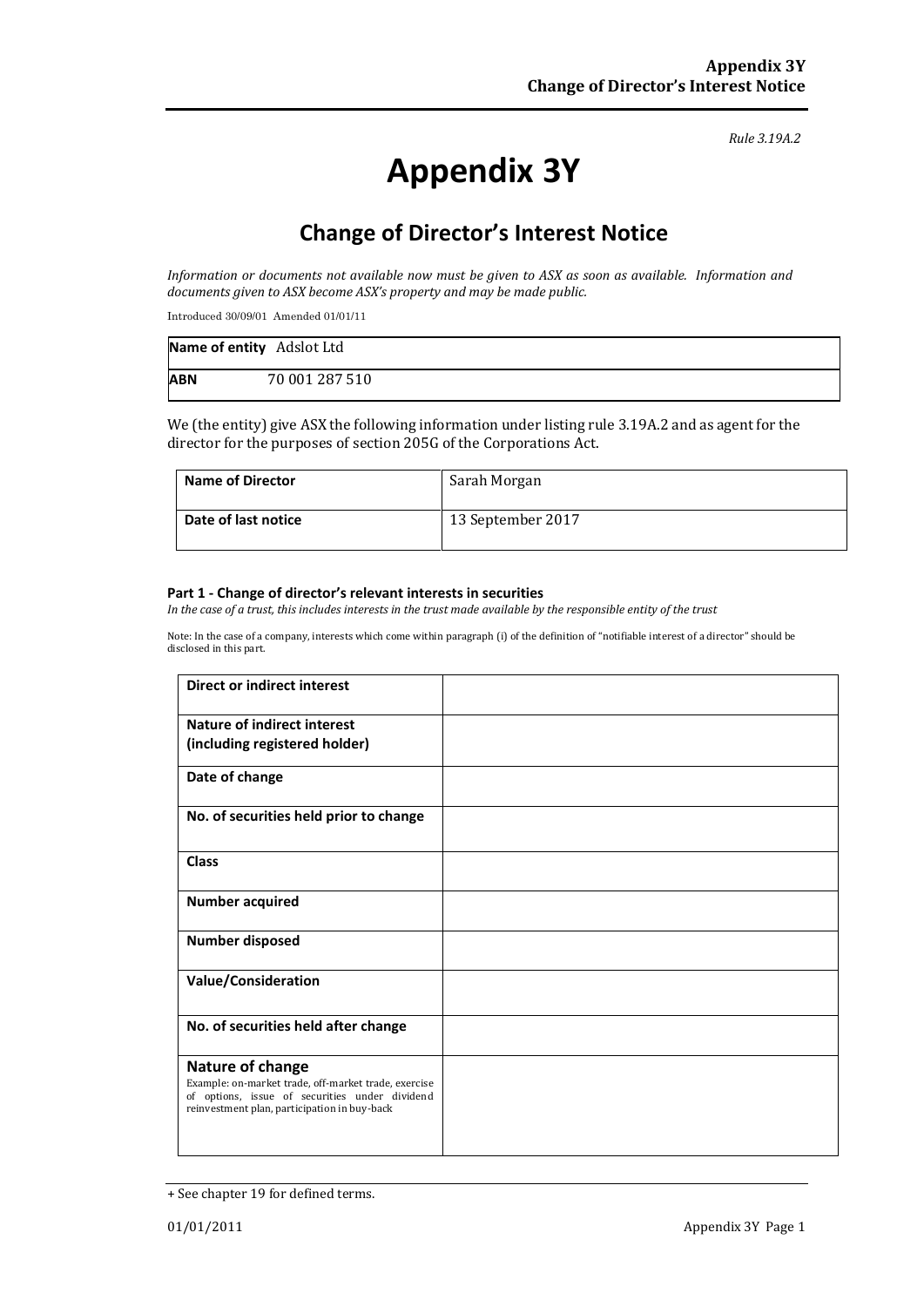*Rule 3.19A.2*

# Appendix 3Y

## Change of Director's Interest Notice

*Information or documents not available now must be given to ASX as soon as available. Information and documents given to ASX become ASX's property and may be made public.*

Introduced 30/09/01 Amended 01/01/11

| **Name of entity** | Adslot Ltd |
|---|---|
| **ABN** | 70 001 287 510 |

We (the entity) give ASX the following information under listing rule 3.19A.2 and as agent for the director for the purposes of section 205G of the Corporations Act.

| **Name of Director** | Sarah Morgan |
|---|---|
| **Date of last notice** | 13 September 2017 |

#### Part 1 - Change of director's relevant interests in securities

*In the case of a trust, this includes interests in the trust made available by the responsible entity of the trust*

Note: In the case of a company, interests which come within paragraph (i) of the definition of "notifiable interest of a director" should be disclosed in this part.

| **Direct or indirect interest** | |
|---|---|
| **Nature of indirect interest (including registered holder)** | |
| **Date of change** | |
| **No. of securities held prior to change** | |
| **Class** | |
| **Number acquired** | |
| **Number disposed** | |
| **Value/Consideration** | |
| **No. of securities held after change** | |
| **Nature of change** Example: on-market trade, off-market trade, exercise of options, issue of securities under dividend reinvestment plan, participation in buy-back | |

+ See chapter 19 for defined terms.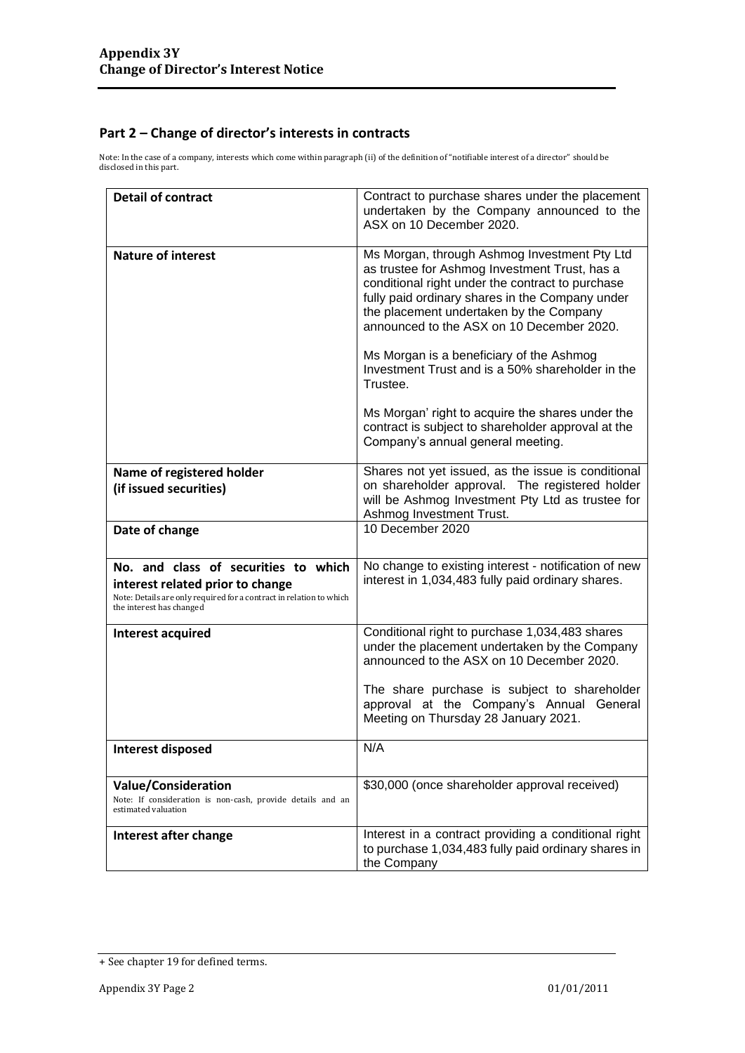## Part 2 – Change of director's interests in contracts

Note: In the case of a company, interests which come within paragraph (ii) of the definition of "notifiable interest of a director" should be disclosed in this part.

| | |
|---|---|
| **Detail of contract** | Contract to purchase shares under the placement undertaken by the Company announced to the ASX on 10 December 2020. |
| **Nature of interest** | Ms Morgan, through Ashmog Investment Pty Ltd as trustee for Ashmog Investment Trust, has a conditional right under the contract to purchase fully paid ordinary shares in the Company under the placement undertaken by the Company announced to the ASX on 10 December 2020.<br><br>Ms Morgan is a beneficiary of the Ashmog Investment Trust and is a 50% shareholder in the Trustee.<br><br>Ms Morgan' right to acquire the shares under the contract is subject to shareholder approval at the Company's annual general meeting. |
| **Name of registered holder (if issued securities)** | Shares not yet issued, as the issue is conditional on shareholder approval. The registered holder will be Ashmog Investment Pty Ltd as trustee for Ashmog Investment Trust. |
| **Date of change** | 10 December 2020 |
| **No. and class of securities to which interest related prior to change**<br>Note: Details are only required for a contract in relation to which the interest has changed | No change to existing interest - notification of new interest in 1,034,483 fully paid ordinary shares. |
| **Interest acquired** | Conditional right to purchase 1,034,483 shares under the placement undertaken by the Company announced to the ASX on 10 December 2020.<br><br>The share purchase is subject to shareholder approval at the Company's Annual General Meeting on Thursday 28 January 2021. |
| **Interest disposed** | N/A |
| **Value/Consideration**<br>Note: If consideration is non-cash, provide details and an estimated valuation | $30,000 (once shareholder approval received) |
| **Interest after change** | Interest in a contract providing a conditional right to purchase 1,034,483 fully paid ordinary shares in the Company |

+ See chapter 19 for defined terms.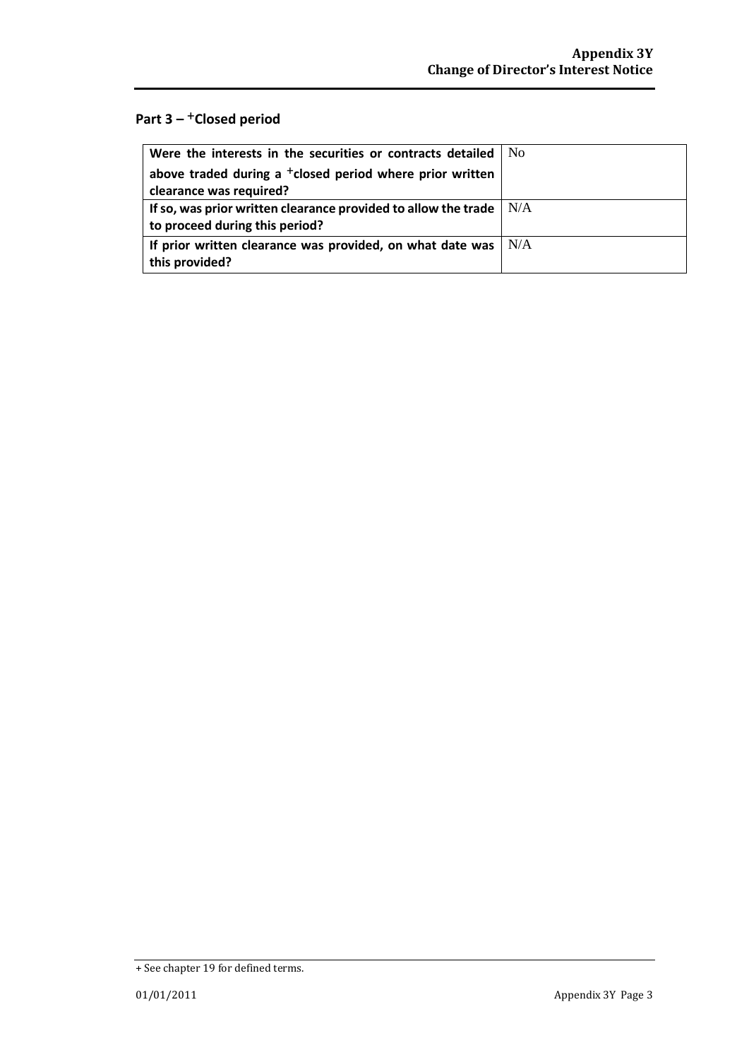## Part 3 – +Closed period

| | |
|---|---|
| **Were the interests in the securities or contracts detailed above traded during a +closed period where prior written clearance was required?** | No |
| **If so, was prior written clearance provided to allow the trade to proceed during this period?** | N/A |
| **If prior written clearance was provided, on what date was this provided?** | N/A |

+ See chapter 19 for defined terms.